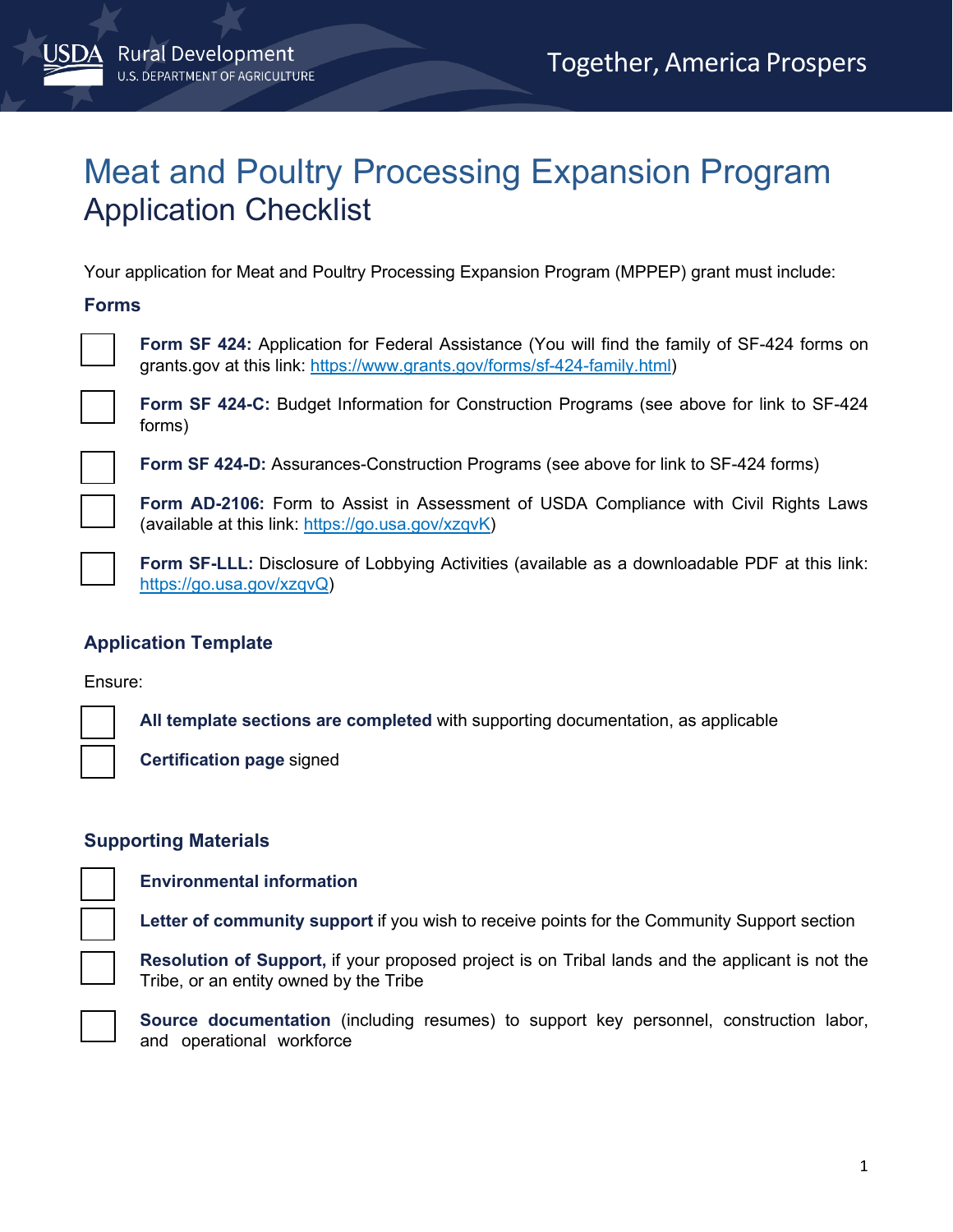USDA Rural Development
U.S. DEPARTMENT OF AGRICULTURE

Together, America Prospers

# Meat and Poultry Processing Expansion Program
## Application Checklist

Your application for Meat and Poultry Processing Expansion Program (MPPEP) grant must include:

### Forms

- [ ] **Form SF 424:** Application for Federal Assistance (You will find the family of SF-424 forms on grants.gov at this link: https://www.grants.gov/forms/sf-424-family.html)
- [ ] **Form SF 424-C:** Budget Information for Construction Programs (see above for link to SF-424 forms)
- [ ] **Form SF 424-D:** Assurances-Construction Programs (see above for link to SF-424 forms)
- [ ] **Form AD-2106:** Form to Assist in Assessment of USDA Compliance with Civil Rights Laws (available at this link: https://go.usa.gov/xzqvK)
- [ ] **Form SF-LLL:** Disclosure of Lobbying Activities (available as a downloadable PDF at this link: https://go.usa.gov/xzqvQ)

### Application Template

Ensure:

- [ ] **All template sections are completed** with supporting documentation, as applicable
- [ ] **Certification page** signed

### Supporting Materials

- [ ] **Environmental information**
- [ ] **Letter of community support** if you wish to receive points for the Community Support section
- [ ] **Resolution of Support,** if your proposed project is on Tribal lands and the applicant is not the Tribe, or an entity owned by the Tribe
- [ ] **Source documentation** (including resumes) to support key personnel, construction labor, and operational workforce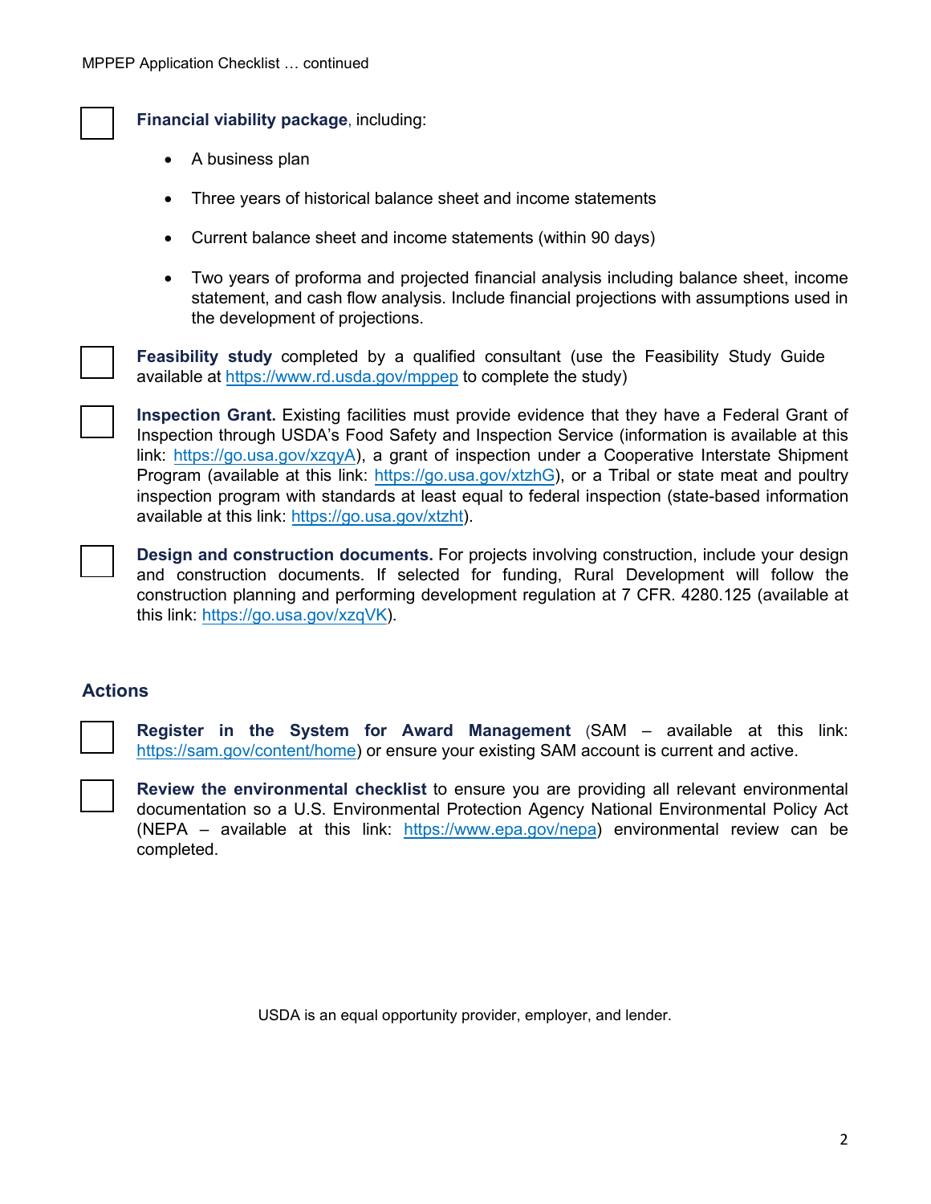- [ ] **Financial viability package**, including:
  - A business plan
  - Three years of historical balance sheet and income statements
  - Current balance sheet and income statements (within 90 days)
  - Two years of proforma and projected financial analysis including balance sheet, income statement, and cash flow analysis. Include financial projections with assumptions used in the development of projections.

- [ ] **Feasibility study** completed by a qualified consultant (use the Feasibility Study Guide available at https://www.rd.usda.gov/mppep to complete the study)

- [ ] **Inspection Grant.** Existing facilities must provide evidence that they have a Federal Grant of Inspection through USDA's Food Safety and Inspection Service (information is available at this link: https://go.usa.gov/xzqyA), a grant of inspection under a Cooperative Interstate Shipment Program (available at this link: https://go.usa.gov/xtzhG), or a Tribal or state meat and poultry inspection program with standards at least equal to federal inspection (state-based information available at this link: https://go.usa.gov/xtzht).

- [ ] **Design and construction documents.** For projects involving construction, include your design and construction documents. If selected for funding, Rural Development will follow the construction planning and performing development regulation at 7 CFR. 4280.125 (available at this link: https://go.usa.gov/xzqVK).

## Actions

- [ ] **Register in the System for Award Management** (SAM – available at this link: https://sam.gov/content/home) or ensure your existing SAM account is current and active.

- [ ] **Review the environmental checklist** to ensure you are providing all relevant environmental documentation so a U.S. Environmental Protection Agency National Environmental Policy Act (NEPA – available at this link: https://www.epa.gov/nepa) environmental review can be completed.

USDA is an equal opportunity provider, employer, and lender.